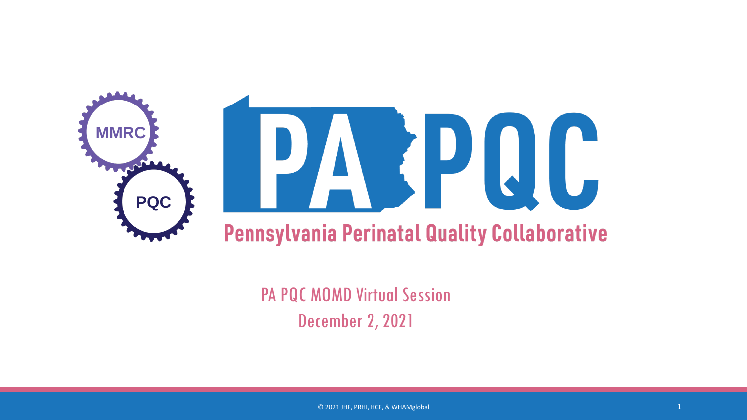MMRC

PQC

# PA PQC

## Pennsylvania Perinatal Quality Collaborative

PA PQC MOMD Virtual Session

December 2, 2021

© 2021 JHF, PRHI, HCF, & WHAMglobal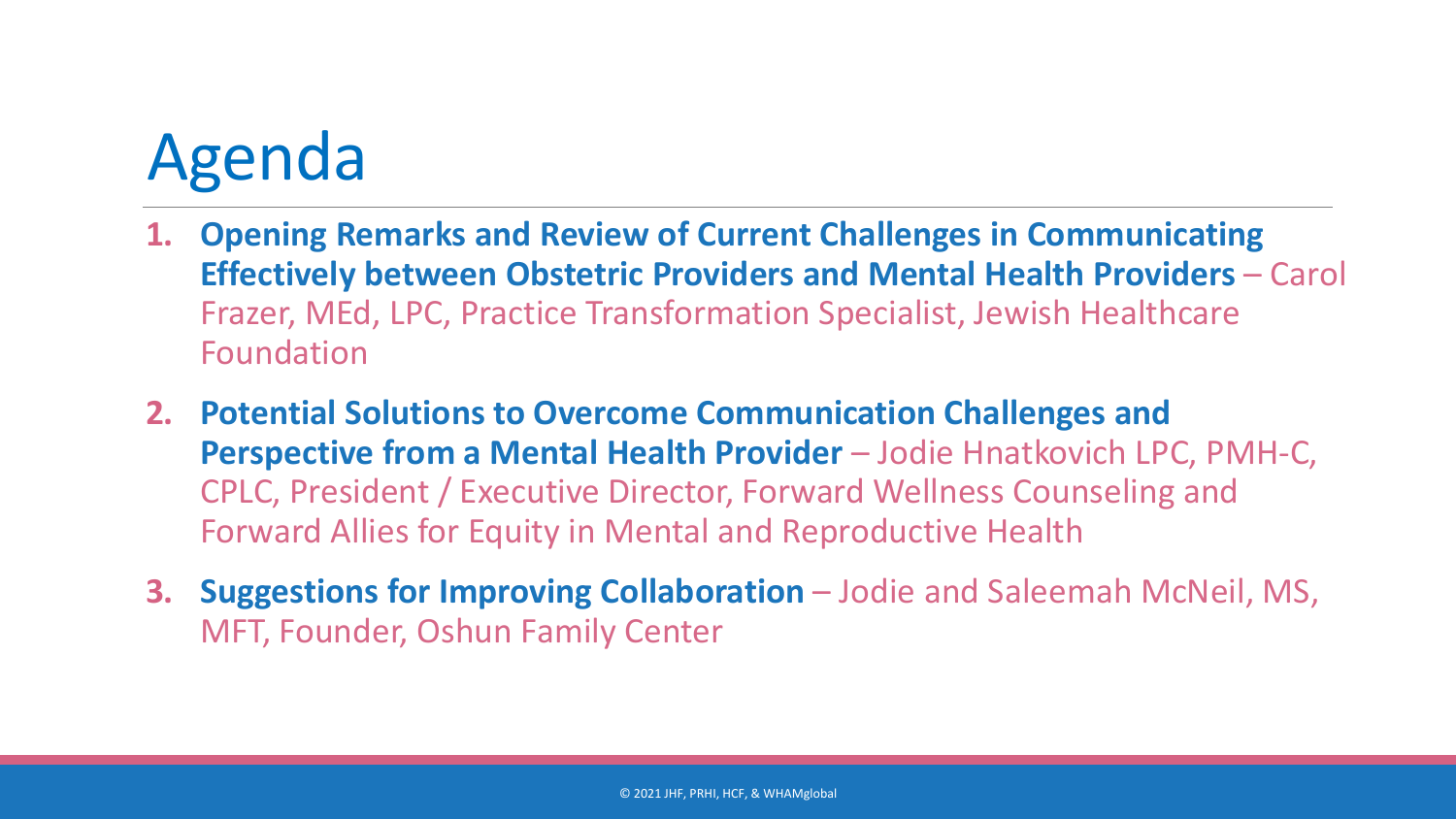# Agenda

1. **Opening Remarks and Review of Current Challenges in Communicating Effectively between Obstetric Providers and Mental Health Providers** – Carol Frazer, MEd, LPC, Practice Transformation Specialist, Jewish Healthcare Foundation
2. **Potential Solutions to Overcome Communication Challenges and Perspective from a Mental Health Provider** – Jodie Hnatkovich LPC, PMH-C, CPLC, President / Executive Director, Forward Wellness Counseling and Forward Allies for Equity in Mental and Reproductive Health
3. **Suggestions for Improving Collaboration** – Jodie and Saleemah McNeil, MS, MFT, Founder, Oshun Family Center

© 2021 JHF, PRHI, HCF, & WHAMglobal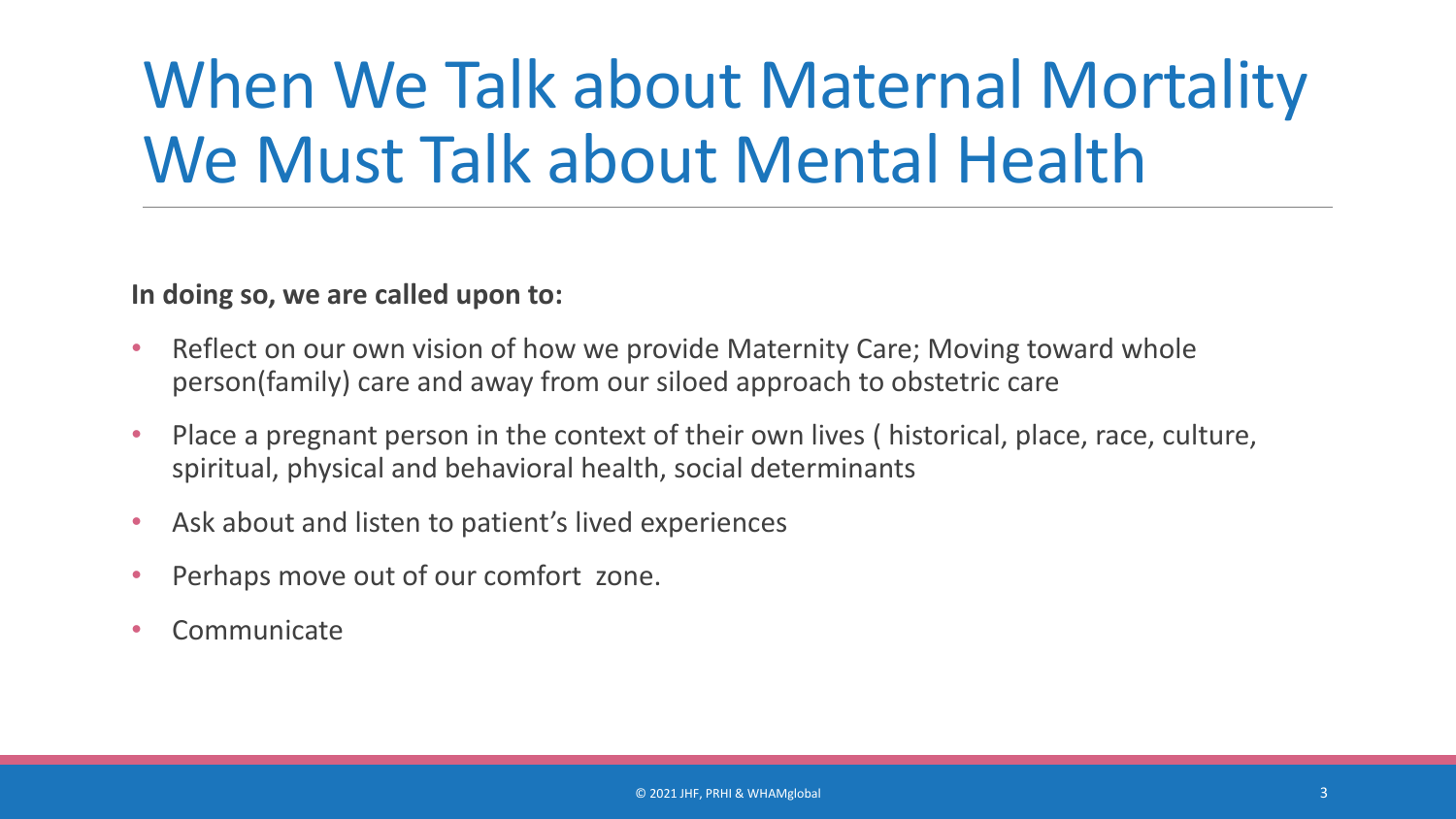# When We Talk about Maternal Mortality We Must Talk about Mental Health

**In doing so, we are called upon to:**

- Reflect on our own vision of how we provide Maternity Care; Moving toward whole person(family) care and away from our siloed approach to obstetric care
- Place a pregnant person in the context of their own lives ( historical, place, race, culture, spiritual, physical and behavioral health, social determinants
- Ask about and listen to patient's lived experiences
- Perhaps move out of our comfort zone.
- Communicate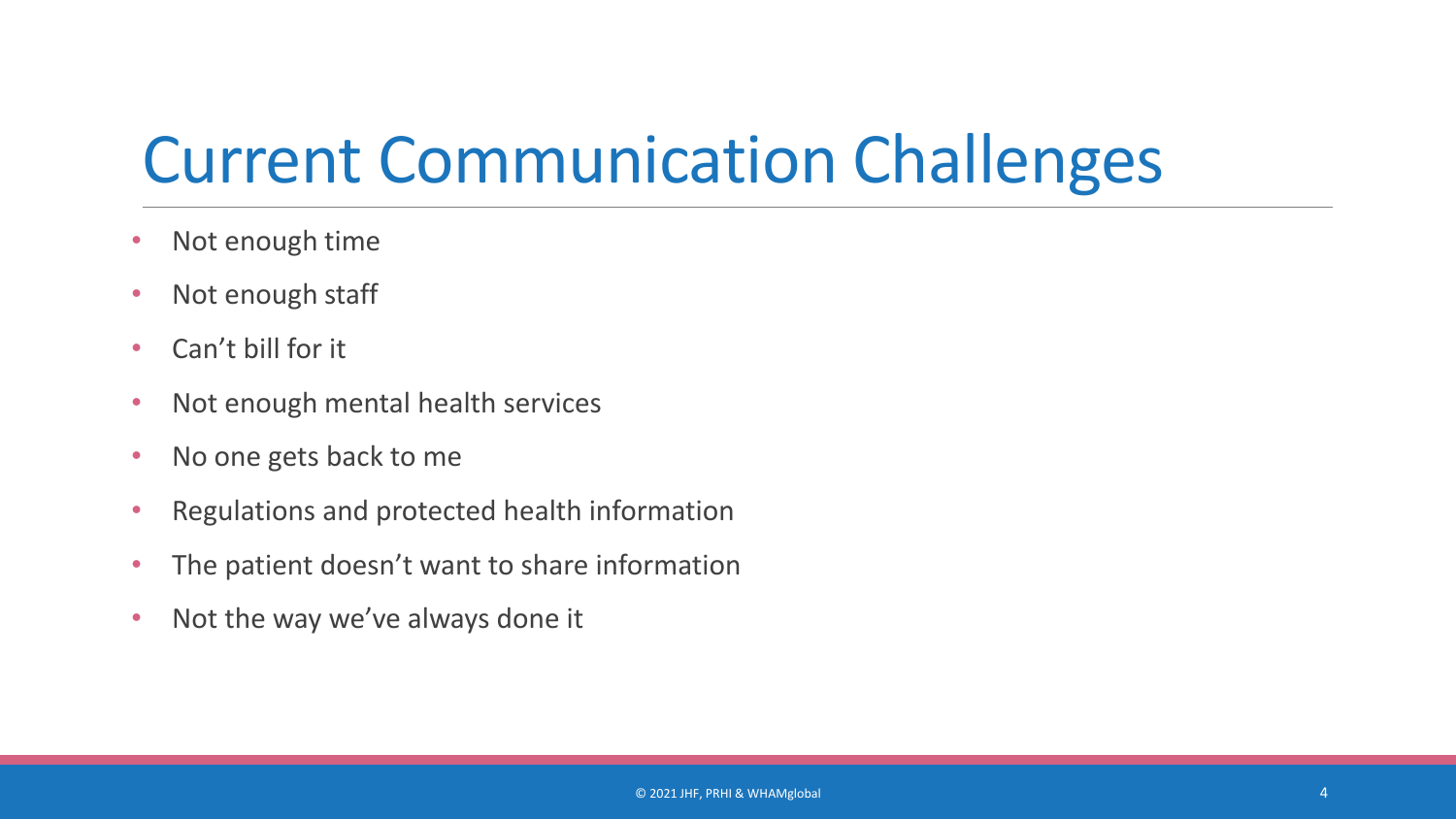# Current Communication Challenges

- Not enough time
- Not enough staff
- Can’t bill for it
- Not enough mental health services
- No one gets back to me
- Regulations and protected health information
- The patient doesn’t want to share information
- Not the way we’ve always done it

© 2021 JHF, PRHI & WHAMglobal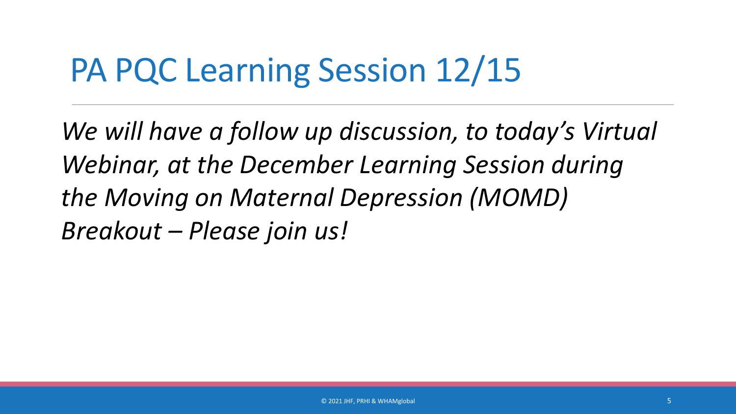# PA PQC Learning Session 12/15

*We will have a follow up discussion, to today's Virtual Webinar, at the December Learning Session during the Moving on Maternal Depression (MOMD) Breakout – Please join us!*